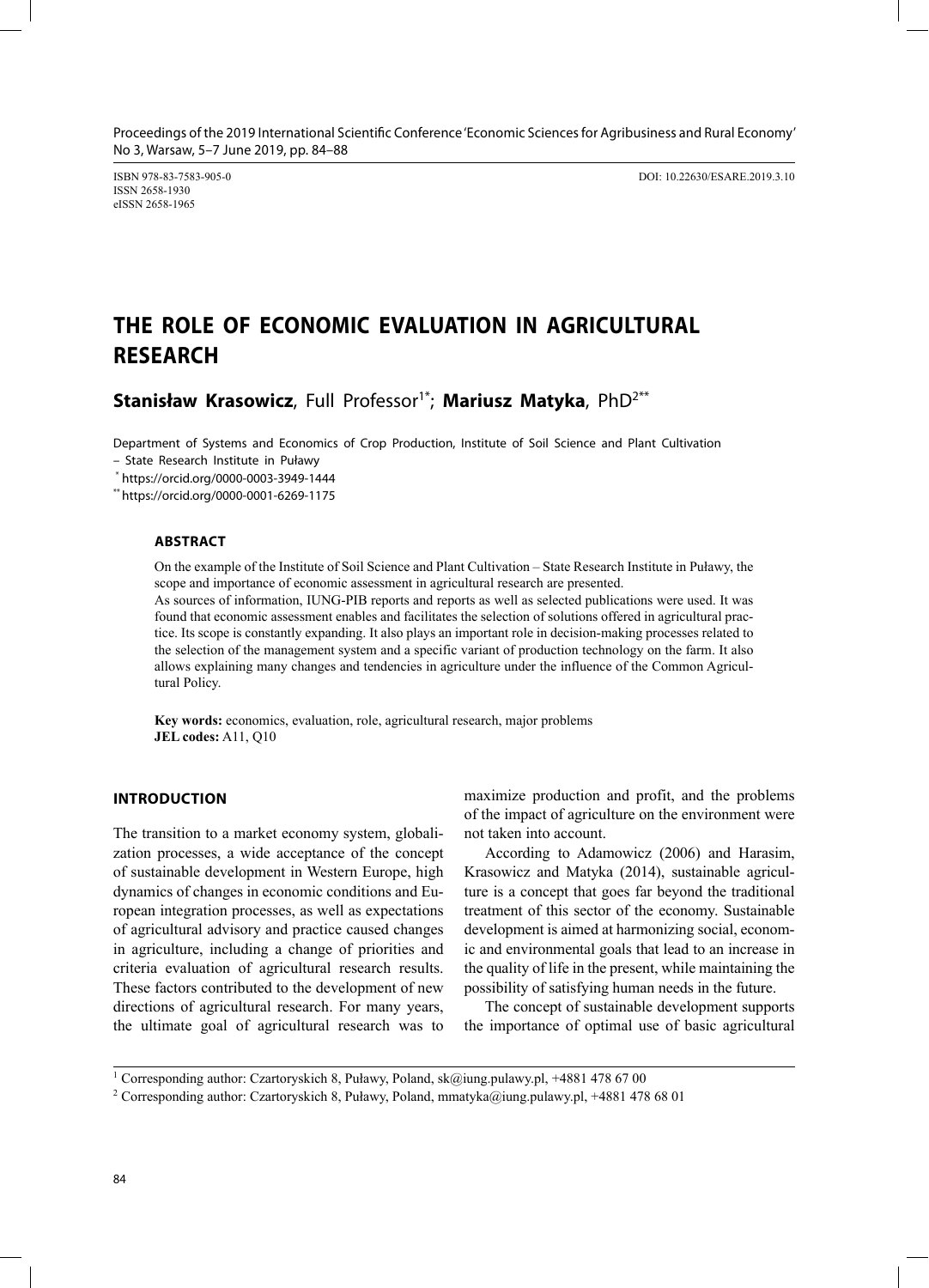ISBN 978-83-7583-905-0
ISSN 2658-1930
eISSN 2658-1965

DOI: 10.22630/ESARE.2019.3.10

# THE ROLE OF ECONOMIC EVALUATION IN AGRICULTURAL RESEARCH

**Stanisław Krasowicz**, Full Professor[1*]; **Mariusz Matyka**, PhD[2**]

Department of Systems and Economics of Crop Production, Institute of Soil Science and Plant Cultivation – State Research Institute in Puławy

[*] https://orcid.org/0000-0003-3949-1444

[**] https://orcid.org/0000-0001-6269-1175

## ABSTRACT

On the example of the Institute of Soil Science and Plant Cultivation – State Research Institute in Puławy, the scope and importance of economic assessment in agricultural research are presented.

As sources of information, IUNG-PIB reports and reports as well as selected publications were used. It was found that economic assessment enables and facilitates the selection of solutions offered in agricultural practice. Its scope is constantly expanding. It also plays an important role in decision-making processes related to the selection of the management system and a specific variant of production technology on the farm. It also allows explaining many changes and tendencies in agriculture under the influence of the Common Agricultural Policy.

**Key words:** economics, evaluation, role, agricultural research, major problems
**JEL codes:** A11, Q10

## INTRODUCTION

The transition to a market economy system, globalization processes, a wide acceptance of the concept of sustainable development in Western Europe, high dynamics of changes in economic conditions and European integration processes, as well as expectations of agricultural advisory and practice caused changes in agriculture, including a change of priorities and criteria evaluation of agricultural research results. These factors contributed to the development of new directions of agricultural research. For many years, the ultimate goal of agricultural research was to maximize production and profit, and the problems of the impact of agriculture on the environment were not taken into account.

According to Adamowicz (2006) and Harasim, Krasowicz and Matyka (2014), sustainable agriculture is a concept that goes far beyond the traditional treatment of this sector of the economy. Sustainable development is aimed at harmonizing social, economic and environmental goals that lead to an increase in the quality of life in the present, while maintaining the possibility of satisfying human needs in the future.

The concept of sustainable development supports the importance of optimal use of basic agricultural

---

[1] Corresponding author: Czartoryskich 8, Puławy, Poland, sk@iung.pulawy.pl, +4881 478 67 00

[2] Corresponding author: Czartoryskich 8, Puławy, Poland, mmatyka@iung.pulawy.pl, +4881 478 68 01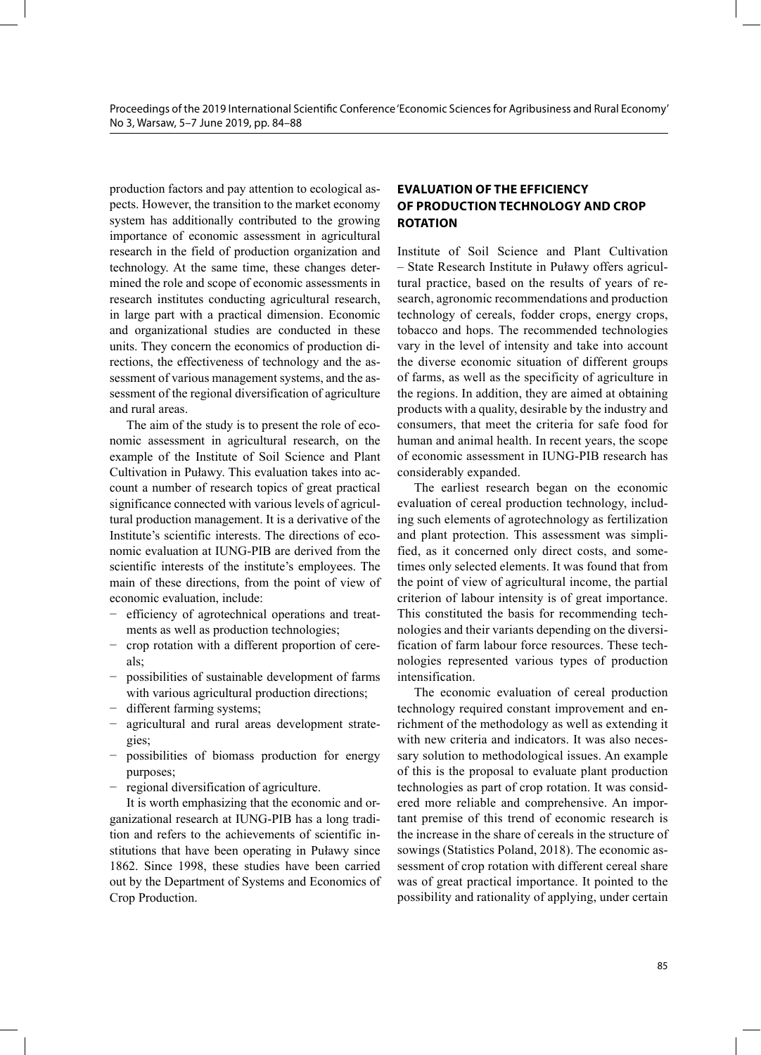production factors and pay attention to ecological aspects. However, the transition to the market economy system has additionally contributed to the growing importance of economic assessment in agricultural research in the field of production organization and technology. At the same time, these changes determined the role and scope of economic assessments in research institutes conducting agricultural research, in large part with a practical dimension. Economic and organizational studies are conducted in these units. They concern the economics of production directions, the effectiveness of technology and the assessment of various management systems, and the assessment of the regional diversification of agriculture and rural areas.

The aim of the study is to present the role of economic assessment in agricultural research, on the example of the Institute of Soil Science and Plant Cultivation in Puławy. This evaluation takes into account a number of research topics of great practical significance connected with various levels of agricultural production management. It is a derivative of the Institute's scientific interests. The directions of economic evaluation at IUNG-PIB are derived from the scientific interests of the institute's employees. The main of these directions, from the point of view of economic evaluation, include:

- efficiency of agrotechnical operations and treatments as well as production technologies;
- crop rotation with a different proportion of cereals;
- possibilities of sustainable development of farms with various agricultural production directions;
- different farming systems;
- agricultural and rural areas development strategies;
- possibilities of biomass production for energy purposes;
- regional diversification of agriculture.

It is worth emphasizing that the economic and organizational research at IUNG-PIB has a long tradition and refers to the achievements of scientific institutions that have been operating in Puławy since 1862. Since 1998, these studies have been carried out by the Department of Systems and Economics of Crop Production.

## EVALUATION OF THE EFFICIENCY OF PRODUCTION TECHNOLOGY AND CROP ROTATION

Institute of Soil Science and Plant Cultivation – State Research Institute in Puławy offers agricultural practice, based on the results of years of research, agronomic recommendations and production technology of cereals, fodder crops, energy crops, tobacco and hops. The recommended technologies vary in the level of intensity and take into account the diverse economic situation of different groups of farms, as well as the specificity of agriculture in the regions. In addition, they are aimed at obtaining products with a quality, desirable by the industry and consumers, that meet the criteria for safe food for human and animal health. In recent years, the scope of economic assessment in IUNG-PIB research has considerably expanded.

The earliest research began on the economic evaluation of cereal production technology, including such elements of agrotechnology as fertilization and plant protection. This assessment was simplified, as it concerned only direct costs, and sometimes only selected elements. It was found that from the point of view of agricultural income, the partial criterion of labour intensity is of great importance. This constituted the basis for recommending technologies and their variants depending on the diversification of farm labour force resources. These technologies represented various types of production intensification.

The economic evaluation of cereal production technology required constant improvement and enrichment of the methodology as well as extending it with new criteria and indicators. It was also necessary solution to methodological issues. An example of this is the proposal to evaluate plant production technologies as part of crop rotation. It was considered more reliable and comprehensive. An important premise of this trend of economic research is the increase in the share of cereals in the structure of sowings (Statistics Poland, 2018). The economic assessment of crop rotation with different cereal share was of great practical importance. It pointed to the possibility and rationality of applying, under certain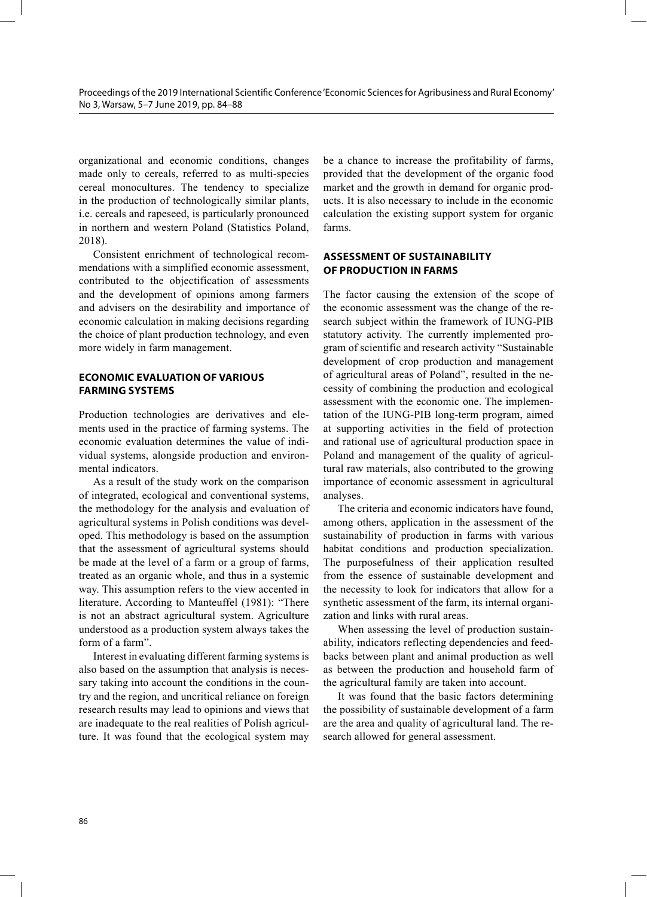organizational and economic conditions, changes made only to cereals, referred to as multi-species cereal monocultures. The tendency to specialize in the production of technologically similar plants, i.e. cereals and rapeseed, is particularly pronounced in northern and western Poland (Statistics Poland, 2018).

Consistent enrichment of technological recommendations with a simplified economic assessment, contributed to the objectification of assessments and the development of opinions among farmers and advisers on the desirability and importance of economic calculation in making decisions regarding the choice of plant production technology, and even more widely in farm management.

## ECONOMIC EVALUATION OF VARIOUS FARMING SYSTEMS

Production technologies are derivatives and elements used in the practice of farming systems. The economic evaluation determines the value of individual systems, alongside production and environmental indicators.

As a result of the study work on the comparison of integrated, ecological and conventional systems, the methodology for the analysis and evaluation of agricultural systems in Polish conditions was developed. This methodology is based on the assumption that the assessment of agricultural systems should be made at the level of a farm or a group of farms, treated as an organic whole, and thus in a systemic way. This assumption refers to the view accented in literature. According to Manteuffel (1981): "There is not an abstract agricultural system. Agriculture understood as a production system always takes the form of a farm".

Interest in evaluating different farming systems is also based on the assumption that analysis is necessary taking into account the conditions in the country and the region, and uncritical reliance on foreign research results may lead to opinions and views that are inadequate to the real realities of Polish agriculture. It was found that the ecological system may be a chance to increase the profitability of farms, provided that the development of the organic food market and the growth in demand for organic products. It is also necessary to include in the economic calculation the existing support system for organic farms.

## ASSESSMENT OF SUSTAINABILITY OF PRODUCTION IN FARMS

The factor causing the extension of the scope of the economic assessment was the change of the research subject within the framework of IUNG-PIB statutory activity. The currently implemented program of scientific and research activity "Sustainable development of crop production and management of agricultural areas of Poland", resulted in the necessity of combining the production and ecological assessment with the economic one. The implementation of the IUNG-PIB long-term program, aimed at supporting activities in the field of protection and rational use of agricultural production space in Poland and management of the quality of agricultural raw materials, also contributed to the growing importance of economic assessment in agricultural analyses.

The criteria and economic indicators have found, among others, application in the assessment of the sustainability of production in farms with various habitat conditions and production specialization. The purposefulness of their application resulted from the essence of sustainable development and the necessity to look for indicators that allow for a synthetic assessment of the farm, its internal organization and links with rural areas.

When assessing the level of production sustainability, indicators reflecting dependencies and feedbacks between plant and animal production as well as between the production and household farm of the agricultural family are taken into account.

It was found that the basic factors determining the possibility of sustainable development of a farm are the area and quality of agricultural land. The research allowed for general assessment.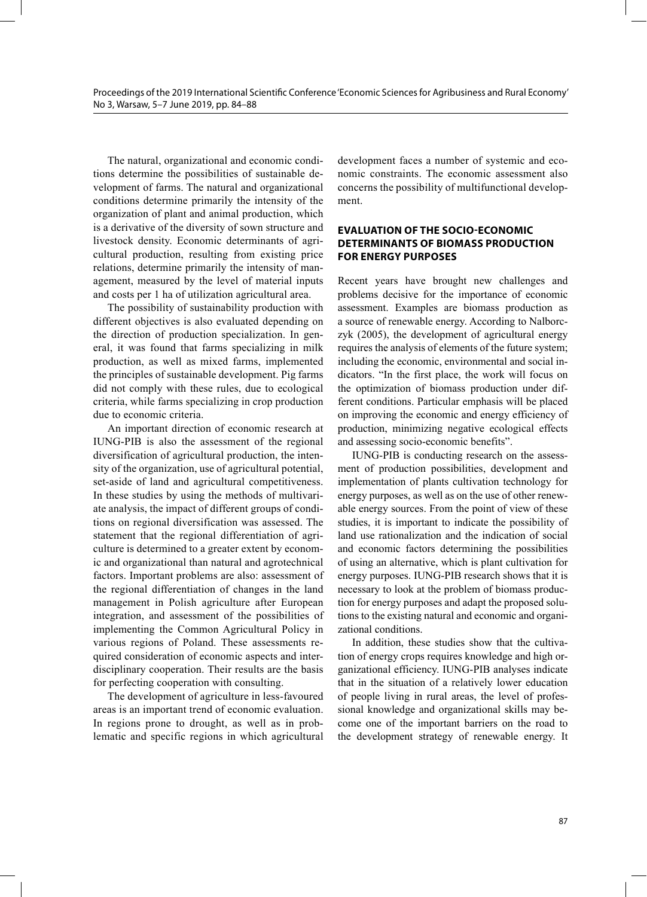The natural, organizational and economic conditions determine the possibilities of sustainable development of farms. The natural and organizational conditions determine primarily the intensity of the organization of plant and animal production, which is a derivative of the diversity of sown structure and livestock density. Economic determinants of agricultural production, resulting from existing price relations, determine primarily the intensity of management, measured by the level of material inputs and costs per 1 ha of utilization agricultural area.

The possibility of sustainability production with different objectives is also evaluated depending on the direction of production specialization. In general, it was found that farms specializing in milk production, as well as mixed farms, implemented the principles of sustainable development. Pig farms did not comply with these rules, due to ecological criteria, while farms specializing in crop production due to economic criteria.

An important direction of economic research at IUNG-PIB is also the assessment of the regional diversification of agricultural production, the intensity of the organization, use of agricultural potential, set-aside of land and agricultural competitiveness. In these studies by using the methods of multivariate analysis, the impact of different groups of conditions on regional diversification was assessed. The statement that the regional differentiation of agriculture is determined to a greater extent by economic and organizational than natural and agrotechnical factors. Important problems are also: assessment of the regional differentiation of changes in the land management in Polish agriculture after European integration, and assessment of the possibilities of implementing the Common Agricultural Policy in various regions of Poland. These assessments required consideration of economic aspects and interdisciplinary cooperation. Their results are the basis for perfecting cooperation with consulting.

The development of agriculture in less-favoured areas is an important trend of economic evaluation. In regions prone to drought, as well as in problematic and specific regions in which agricultural development faces a number of systemic and economic constraints. The economic assessment also concerns the possibility of multifunctional development.

## EVALUATION OF THE SOCIO-ECONOMIC DETERMINANTS OF BIOMASS PRODUCTION FOR ENERGY PURPOSES

Recent years have brought new challenges and problems decisive for the importance of economic assessment. Examples are biomass production as a source of renewable energy. According to Nalborczyk (2005), the development of agricultural energy requires the analysis of elements of the future system; including the economic, environmental and social indicators. "In the first place, the work will focus on the optimization of biomass production under different conditions. Particular emphasis will be placed on improving the economic and energy efficiency of production, minimizing negative ecological effects and assessing socio-economic benefits".

IUNG-PIB is conducting research on the assessment of production possibilities, development and implementation of plants cultivation technology for energy purposes, as well as on the use of other renewable energy sources. From the point of view of these studies, it is important to indicate the possibility of land use rationalization and the indication of social and economic factors determining the possibilities of using an alternative, which is plant cultivation for energy purposes. IUNG-PIB research shows that it is necessary to look at the problem of biomass production for energy purposes and adapt the proposed solutions to the existing natural and economic and organizational conditions.

In addition, these studies show that the cultivation of energy crops requires knowledge and high organizational efficiency. IUNG-PIB analyses indicate that in the situation of a relatively lower education of people living in rural areas, the level of professional knowledge and organizational skills may become one of the important barriers on the road to the development strategy of renewable energy. It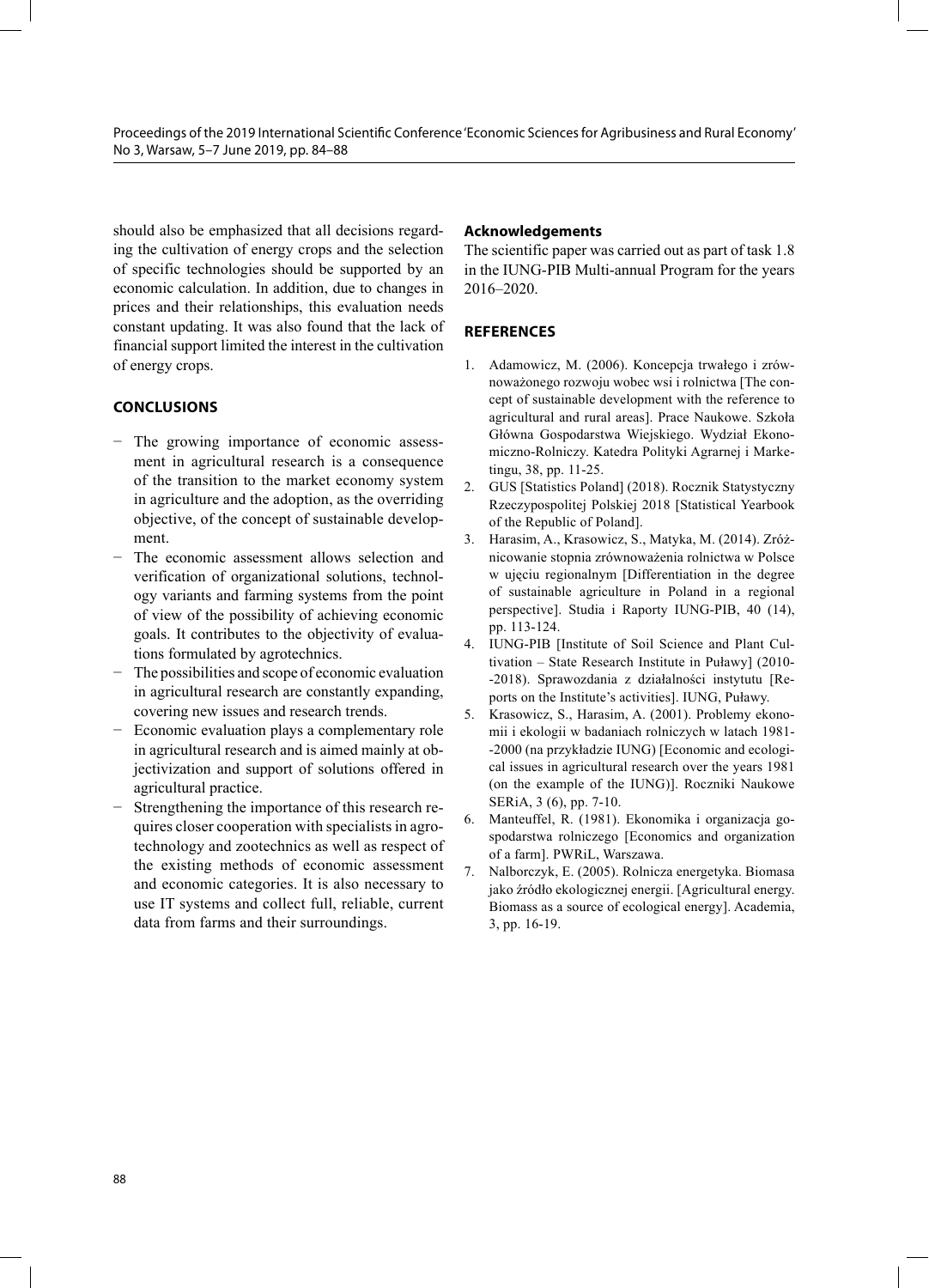should also be emphasized that all decisions regarding the cultivation of energy crops and the selection of specific technologies should be supported by an economic calculation. In addition, due to changes in prices and their relationships, this evaluation needs constant updating. It was also found that the lack of financial support limited the interest in the cultivation of energy crops.

## CONCLUSIONS

- The growing importance of economic assessment in agricultural research is a consequence of the transition to the market economy system in agriculture and the adoption, as the overriding objective, of the concept of sustainable development.
- The economic assessment allows selection and verification of organizational solutions, technology variants and farming systems from the point of view of the possibility of achieving economic goals. It contributes to the objectivity of evaluations formulated by agrotechnics.
- The possibilities and scope of economic evaluation in agricultural research are constantly expanding, covering new issues and research trends.
- Economic evaluation plays a complementary role in agricultural research and is aimed mainly at objectivization and support of solutions offered in agricultural practice.
- Strengthening the importance of this research requires closer cooperation with specialists in agrotechnology and zootechnics as well as respect of the existing methods of economic assessment and economic categories. It is also necessary to use IT systems and collect full, reliable, current data from farms and their surroundings.

### Acknowledgements

The scientific paper was carried out as part of task 1.8 in the IUNG-PIB Multi-annual Program for the years 2016–2020.

## REFERENCES

1. Adamowicz, M. (2006). Koncepcja trwałego i zrównoważonego rozwoju wobec wsi i rolnictwa [The concept of sustainable development with the reference to agricultural and rural areas]. Prace Naukowe. Szkoła Główna Gospodarstwa Wiejskiego. Wydział Ekonomiczno-Rolniczy. Katedra Polityki Agrarnej i Marketingu, 38, pp. 11-25.
2. GUS [Statistics Poland] (2018). Rocznik Statystyczny Rzeczypospolitej Polskiej 2018 [Statistical Yearbook of the Republic of Poland].
3. Harasim, A., Krasowicz, S., Matyka, M. (2014). Zróżnicowanie stopnia zrównoważenia rolnictwa w Polsce w ujęciu regionalnym [Differentiation in the degree of sustainable agriculture in Poland in a regional perspective]. Studia i Raporty IUNG-PIB, 40 (14), pp. 113-124.
4. IUNG-PIB [Institute of Soil Science and Plant Cultivation – State Research Institute in Puławy] (2010--2018). Sprawozdania z działalności instytutu [Reports on the Institute's activities]. IUNG, Puławy.
5. Krasowicz, S., Harasim, A. (2001). Problemy ekonomii i ekologii w badaniach rolniczych w latach 1981--2000 (na przykładzie IUNG) [Economic and ecological issues in agricultural research over the years 1981 (on the example of the IUNG)]. Roczniki Naukowe SERiA, 3 (6), pp. 7-10.
6. Manteuffel, R. (1981). Ekonomika i organizacja gospodarstwa rolniczego [Economics and organization of a farm]. PWRiL, Warszawa.
7. Nalborczyk, E. (2005). Rolnicza energetyka. Biomasa jako źródło ekologicznej energii. [Agricultural energy. Biomass as a source of ecological energy]. Academia, 3, pp. 16-19.